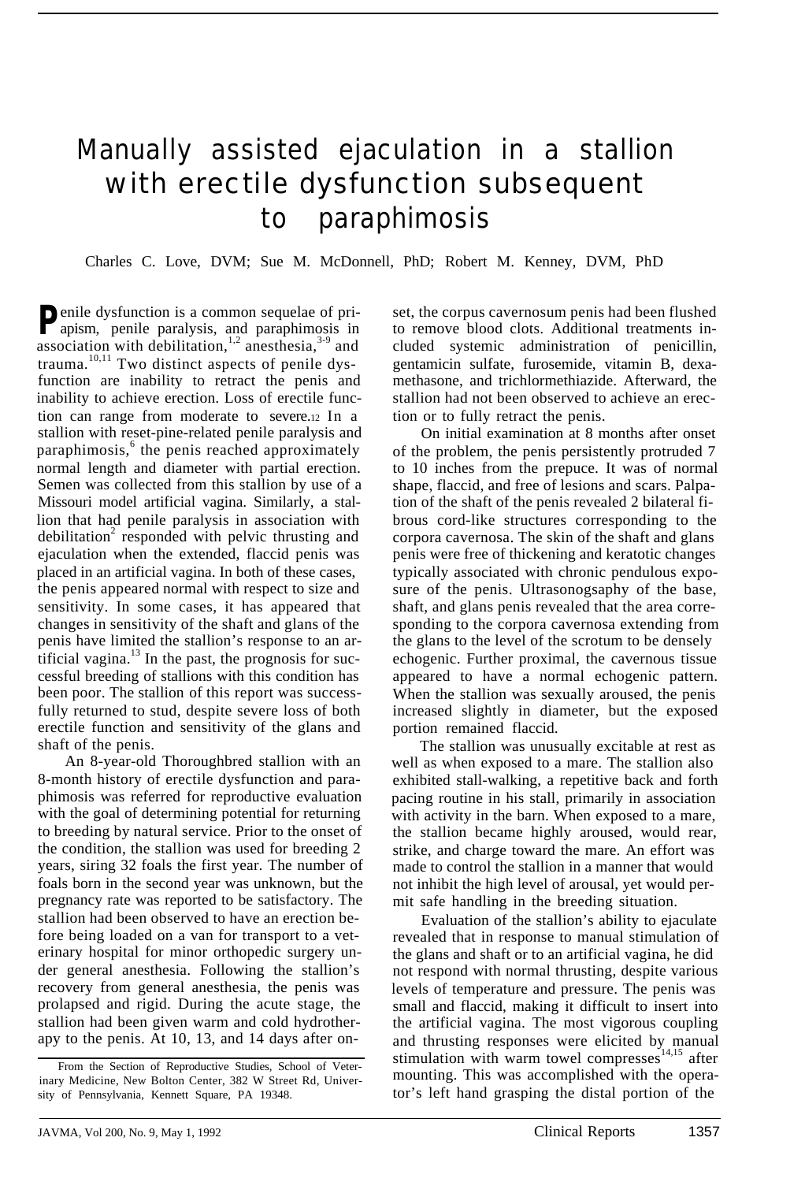# Manually assisted ejaculation in a stallion with erectile dysfunction subsequent to paraphimosis

Charles C. Love, DVM; Sue M. McDonnell, PhD; Robert M. Kenney, DVM, PhD

Penile dysfunction is a common sequelae of priapism, penile paralysis, and paraphimosis in association with debilitation,[1,2] anesthesia,[3-9] and trauma.[10,11] Two distinct aspects of penile dysfunction are inability to retract the penis and inability to achieve erection. Loss of erectile function can range from moderate to severe.[12] In a stallion with reset-pine-related penile paralysis and paraphimosis,[6] the penis reached approximately normal length and diameter with partial erection. Semen was collected from this stallion by use of a Missouri model artificial vagina. Similarly, a stallion that had penile paralysis in association with debilitation[2] responded with pelvic thrusting and ejaculation when the extended, flaccid penis was placed in an artificial vagina. In both of these cases, the penis appeared normal with respect to size and sensitivity. In some cases, it has appeared that changes in sensitivity of the shaft and glans of the penis have limited the stallion's response to an artificial vagina.[13] In the past, the prognosis for successful breeding of stallions with this condition has been poor. The stallion of this report was successfully returned to stud, despite severe loss of both erectile function and sensitivity of the glans and shaft of the penis.

An 8-year-old Thoroughbred stallion with an 8-month history of erectile dysfunction and paraphimosis was referred for reproductive evaluation with the goal of determining potential for returning to breeding by natural service. Prior to the onset of the condition, the stallion was used for breeding 2 years, siring 32 foals the first year. The number of foals born in the second year was unknown, but the pregnancy rate was reported to be satisfactory. The stallion had been observed to have an erection before being loaded on a van for transport to a veterinary hospital for minor orthopedic surgery under general anesthesia. Following the stallion's recovery from general anesthesia, the penis was prolapsed and rigid. During the acute stage, the stallion had been given warm and cold hydrotherapy to the penis. At 10, 13, and 14 days after onset, the corpus cavernosum penis had been flushed to remove blood clots. Additional treatments included systemic administration of penicillin, gentamicin sulfate, furosemide, vitamin B, dexamethasone, and trichlormethiazide. Afterward, the stallion had not been observed to achieve an erection or to fully retract the penis.

On initial examination at 8 months after onset of the problem, the penis persistently protruded 7 to 10 inches from the prepuce. It was of normal shape, flaccid, and free of lesions and scars. Palpation of the shaft of the penis revealed 2 bilateral fibrous cord-like structures corresponding to the corpora cavernosa. The skin of the shaft and glans penis were free of thickening and keratotic changes typically associated with chronic pendulous exposure of the penis. Ultrasonogsaphy of the base, shaft, and glans penis revealed that the area corresponding to the corpora cavernosa extending from the glans to the level of the scrotum to be densely echogenic. Further proximal, the cavernous tissue appeared to have a normal echogenic pattern. When the stallion was sexually aroused, the penis increased slightly in diameter, but the exposed portion remained flaccid.

The stallion was unusually excitable at rest as well as when exposed to a mare. The stallion also exhibited stall-walking, a repetitive back and forth pacing routine in his stall, primarily in association with activity in the barn. When exposed to a mare, the stallion became highly aroused, would rear, strike, and charge toward the mare. An effort was made to control the stallion in a manner that would not inhibit the high level of arousal, yet would permit safe handling in the breeding situation.

Evaluation of the stallion's ability to ejaculate revealed that in response to manual stimulation of the glans and shaft or to an artificial vagina, he did not respond with normal thrusting, despite various levels of temperature and pressure. The penis was small and flaccid, making it difficult to insert into the artificial vagina. The most vigorous coupling and thrusting responses were elicited by manual stimulation with warm towel compresses[14,15] after mounting. This was accomplished with the operator's left hand grasping the distal portion of the

From the Section of Reproductive Studies, School of Veterinary Medicine, New Bolton Center, 382 W Street Rd, University of Pennsylvania, Kennett Square, PA 19348.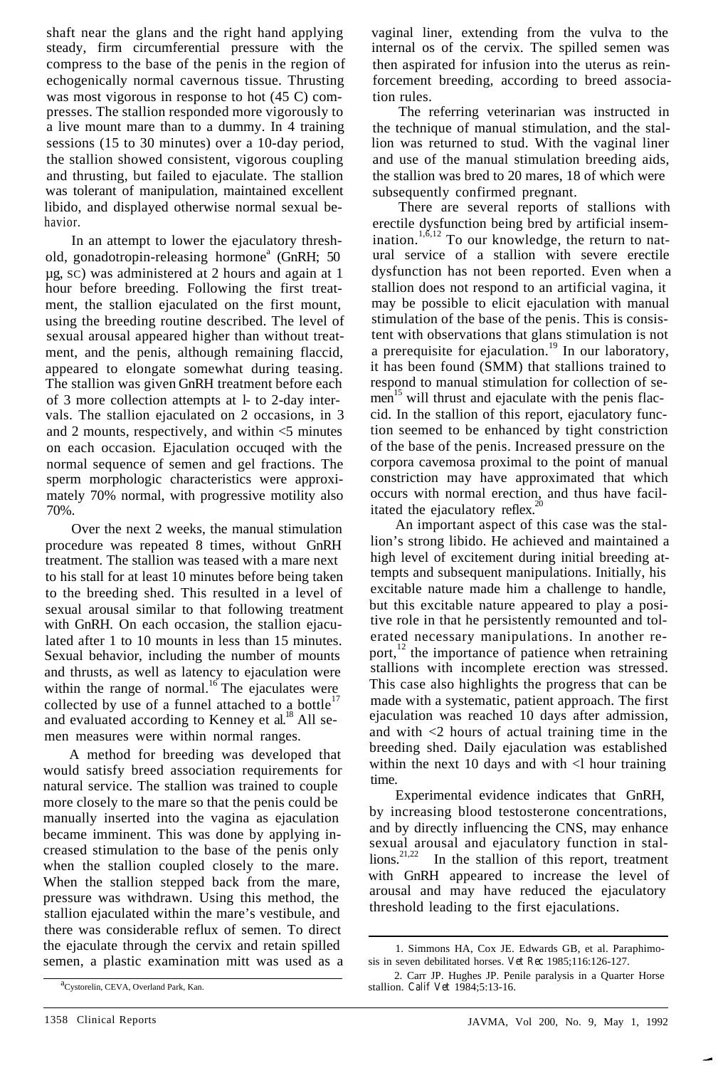shaft near the glans and the right hand applying steady, firm circumferential pressure with the compress to the base of the penis in the region of echogenically normal cavernous tissue. Thrusting was most vigorous in response to hot (45 C) compresses. The stallion responded more vigorously to a live mount mare than to a dummy. In 4 training sessions (15 to 30 minutes) over a 10-day period, the stallion showed consistent, vigorous coupling and thrusting, but failed to ejaculate. The stallion was tolerant of manipulation, maintained excellent libido, and displayed otherwise normal sexual behavior.

In an attempt to lower the ejaculatory threshold, gonadotropin-releasing hormone[a] (GnRH; 50 µg, SC) was administered at 2 hours and again at 1 hour before breeding. Following the first treatment, the stallion ejaculated on the first mount, using the breeding routine described. The level of sexual arousal appeared higher than without treatment, and the penis, although remaining flaccid, appeared to elongate somewhat during teasing. The stallion was given GnRH treatment before each of 3 more collection attempts at 1- to 2-day intervals. The stallion ejaculated on 2 occasions, in 3 and 2 mounts, respectively, and within <5 minutes on each occasion. Ejaculation occuqed with the normal sequence of semen and gel fractions. The sperm morphologic characteristics were approximately 70% normal, with progressive motility also 70%.

Over the next 2 weeks, the manual stimulation procedure was repeated 8 times, without GnRH treatment. The stallion was teased with a mare next to his stall for at least 10 minutes before being taken to the breeding shed. This resulted in a level of sexual arousal similar to that following treatment with GnRH. On each occasion, the stallion ejaculated after 1 to 10 mounts in less than 15 minutes. Sexual behavior, including the number of mounts and thrusts, as well as latency to ejaculation were within the range of normal.[16] The ejaculates were collected by use of a funnel attached to a bottle[17] and evaluated according to Kenney et al.[18] All semen measures were within normal ranges.

A method for breeding was developed that would satisfy breed association requirements for natural service. The stallion was trained to couple more closely to the mare so that the penis could be manually inserted into the vagina as ejaculation became imminent. This was done by applying increased stimulation to the base of the penis only when the stallion coupled closely to the mare. When the stallion stepped back from the mare, pressure was withdrawn. Using this method, the stallion ejaculated within the mare's vestibule, and there was considerable reflux of semen. To direct the ejaculate through the cervix and retain spilled semen, a plastic examination mitt was used as a vaginal liner, extending from the vulva to the internal os of the cervix. The spilled semen was then aspirated for infusion into the uterus as reinforcement breeding, according to breed association rules.

The referring veterinarian was instructed in the technique of manual stimulation, and the stallion was returned to stud. With the vaginal liner and use of the manual stimulation breeding aids, the stallion was bred to 20 mares, 18 of which were subsequently confirmed pregnant.

There are several reports of stallions with erectile dysfunction being bred by artificial insemination.[1,6,12] To our knowledge, the return to natural service of a stallion with severe erectile dysfunction has not been reported. Even when a stallion does not respond to an artificial vagina, it may be possible to elicit ejaculation with manual stimulation of the base of the penis. This is consistent with observations that glans stimulation is not a prerequisite for ejaculation.[19] In our laboratory, it has been found (SMM) that stallions trained to respond to manual stimulation for collection of semen[15] will thrust and ejaculate with the penis flaccid. In the stallion of this report, ejaculatory function seemed to be enhanced by tight constriction of the base of the penis. Increased pressure on the corpora cavernosa proximal to the point of manual constriction may have approximated that which occurs with normal erection, and thus have facilitated the ejaculatory reflex.[20]

An important aspect of this case was the stallion's strong libido. He achieved and maintained a high level of excitement during initial breeding attempts and subsequent manipulations. Initially, his excitable nature made him a challenge to handle, but this excitable nature appeared to play a positive role in that he persistently remounted and tolerated necessary manipulations. In another report,[12] the importance of patience when retraining stallions with incomplete erection was stressed. This case also highlights the progress that can be made with a systematic, patient approach. The first ejaculation was reached 10 days after admission, and with <2 hours of actual training time in the breeding shed. Daily ejaculation was established within the next 10 days and with <1 hour training time.

Experimental evidence indicates that GnRH, by increasing blood testosterone concentrations, and by directly influencing the CNS, may enhance sexual arousal and ejaculatory function in stallions.[21,22] In the stallion of this report, treatment with GnRH appeared to increase the level of arousal and may have reduced the ejaculatory threshold leading to the first ejaculations.

[a]Cystorelin, CEVA, Overland Park, Kan.

1. Simmons HA, Cox JE. Edwards GB, et al. Paraphimosis in seven debilitated horses. *Vet Rec* 1985;116:126-127.
2. Carr JP. Hughes JP. Penile paralysis in a Quarter Horse stallion. *Calif Vet* 1984;5:13-16.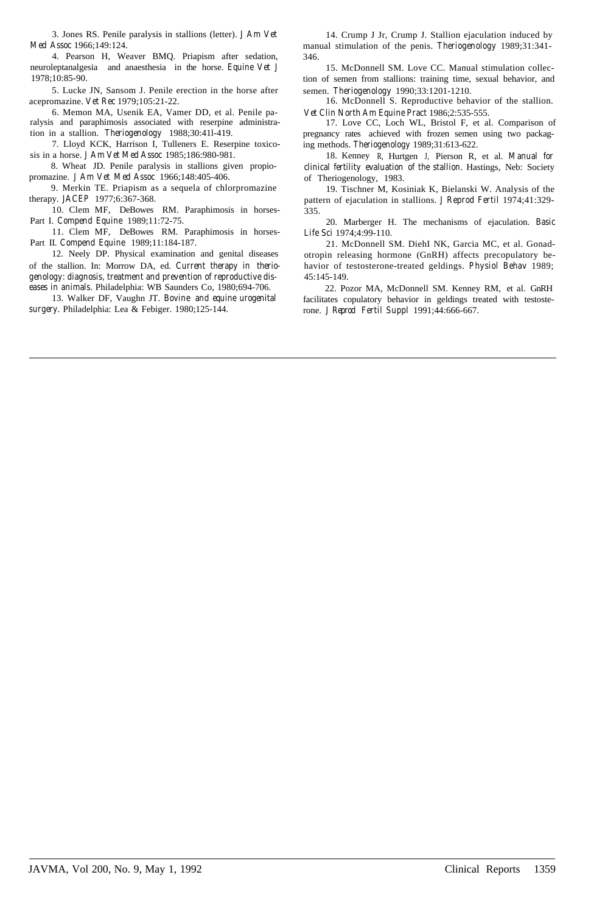3. Jones RS. Penile paralysis in stallions (letter). *J Am Vet Med Assoc* 1966;149:124.

4. Pearson H, Weaver BMQ. Priapism after sedation, neuroleptanalgesia and anaesthesia in the horse. *Equine Vet J* 1978;10:85-90.

5. Lucke JN, Sansom J. Penile erection in the horse after acepromazine. *Vet Rec* 1979;105:21-22.

6. Memon MA, Usenik EA, Vamer DD, et al. Penile paralysis and paraphimosis associated with reserpine administration in a stallion. *Theriogenology* 1988;30:41l-419.

7. Lloyd KCK, Harrison I, Tulleners E. Reserpine toxicosis in a horse. *J Am Vet Med Assoc* 1985;186:980-981.

8. Wheat JD. Penile paralysis in stallions given propiopromazine. *J Am Vet Med Assoc* 1966;148:405-406.

9. Merkin TE. Priapism as a sequela of chlorpromazine therapy. *JACEP* 1977;6:367-368.

10. Clem MF, DeBowes RM. Paraphimosis in horses-Part I. *Compend Equine* 1989;11:72-75.

11. Clem MF, DeBowes RM. Paraphimosis in horses-Part II. *Compend Equine* 1989;11:184-187.

12. Neely DP. Physical examination and genital diseases of the stallion. In: Morrow DA, ed. *Current therapy in theriogenology: diagnosis, treatment and prevention of reproductive diseases in animals.* Philadelphia: WB Saunders Co, 1980;694-706.

13. Walker DF, Vaughn JT. *Bovine and equine urogenital surgery.* Philadelphia: Lea & Febiger. 1980;125-144.

14. Crump J Jr, Crump J. Stallion ejaculation induced by manual stimulation of the penis. *Theriogenology* 1989;31:341-346.

15. McDonnell SM. Love CC. Manual stimulation collection of semen from stallions: training time, sexual behavior, and semen. *Theriogenology* 1990;33:1201-1210.

16. McDonnell S. Reproductive behavior of the stallion. *Vet Clin North Am Equine Pract* 1986;2:535-555.

17. Love CC, Loch WL, Bristol F, et al. Comparison of pregnancy rates achieved with frozen semen using two packaging methods. *Theriogenology* 1989;31:613-622.

18. Kenney R, Hurtgen J, Pierson R, et al. *Manual for clinical fertility evaluation of the stallion.* Hastings, Neb: Society of Theriogenology, 1983.

19. Tischner M, Kosiniak K, Bielanski W. Analysis of the pattern of ejaculation in stallions. *J Reprod Fertil* 1974;41:329-335.

20. Marberger H. The mechanisms of ejaculation. *Basic Life Sci* 1974;4:99-110.

21. McDonnell SM. DiehI NK, Garcia MC, et al. Gonadotropin releasing hormone (GnRH) affects precopulatory behavior of testosterone-treated geldings. *Physiol Behav* 1989; 45:145-149.

22. Pozor MA, McDonnell SM. Kenney RM, et al. GnRH facilitates copulatory behavior in geldings treated with testosterone. *J Reprod Fertil Suppl* 1991;44:666-667.